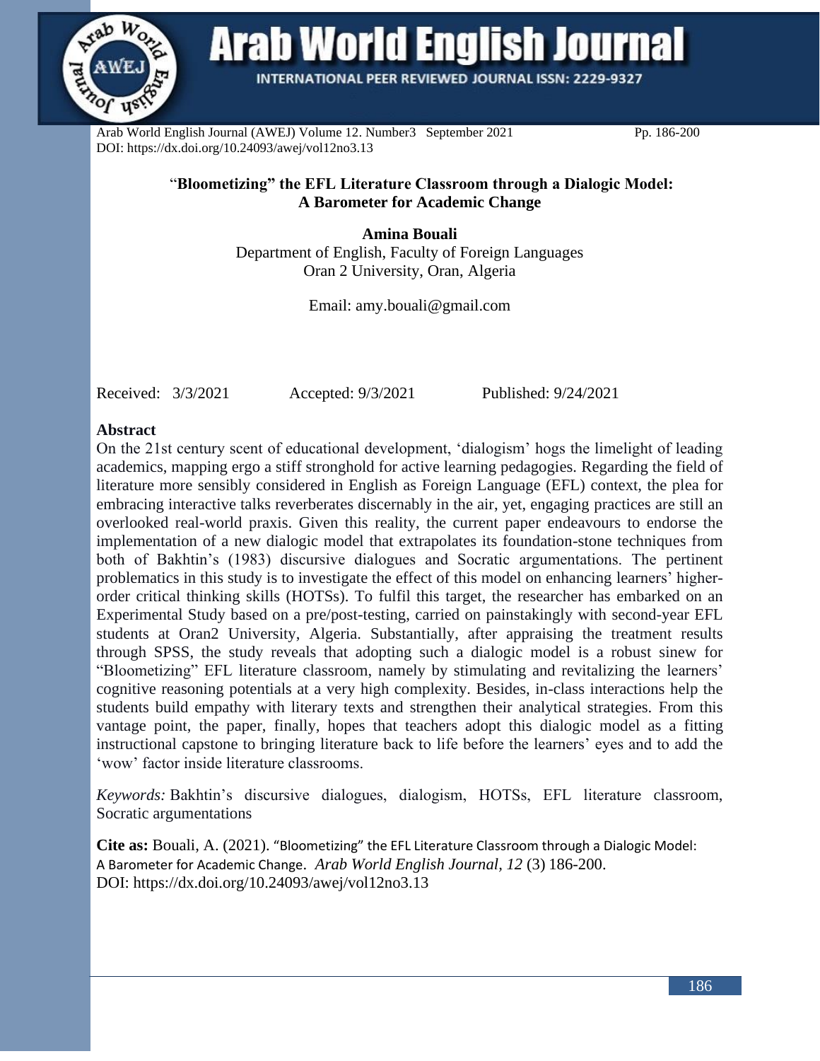# "Bloometizing" the EFL Literature Classroom through a Dialogic Model: A Barometer for Academic Change

**Amina Bouali**
Department of English, Faculty of Foreign Languages
Oran 2 University, Oran, Algeria

Email: amy.bouali@gmail.com

Received: 3/3/2021 Accepted: 9/3/2021 Published: 9/24/2021

## Abstract

On the 21st century scent of educational development, 'dialogism' hogs the limelight of leading academics, mapping ergo a stiff stronghold for active learning pedagogies. Regarding the field of literature more sensibly considered in English as Foreign Language (EFL) context, the plea for embracing interactive talks reverberates discernably in the air, yet, engaging practices are still an overlooked real-world praxis. Given this reality, the current paper endeavours to endorse the implementation of a new dialogic model that extrapolates its foundation-stone techniques from both of Bakhtin's (1983) discursive dialogues and Socratic argumentations. The pertinent problematics in this study is to investigate the effect of this model on enhancing learners' higher-order critical thinking skills (HOTSs). To fulfil this target, the researcher has embarked on an Experimental Study based on a pre/post-testing, carried on painstakingly with second-year EFL students at Oran2 University, Algeria. Substantially, after appraising the treatment results through SPSS, the study reveals that adopting such a dialogic model is a robust sinew for "Bloometizing" EFL literature classroom, namely by stimulating and revitalizing the learners' cognitive reasoning potentials at a very high complexity. Besides, in-class interactions help the students build empathy with literary texts and strengthen their analytical strategies. From this vantage point, the paper, finally, hopes that teachers adopt this dialogic model as a fitting instructional capstone to bringing literature back to life before the learners' eyes and to add the 'wow' factor inside literature classrooms.

*Keywords:* Bakhtin's discursive dialogues, dialogism, HOTSs, EFL literature classroom, Socratic argumentations

**Cite as:** Bouali, A. (2021). "Bloometizing" the EFL Literature Classroom through a Dialogic Model: A Barometer for Academic Change. *Arab World English Journal, 12* (3) 186-200. DOI: https://dx.doi.org/10.24093/awej/vol12no3.13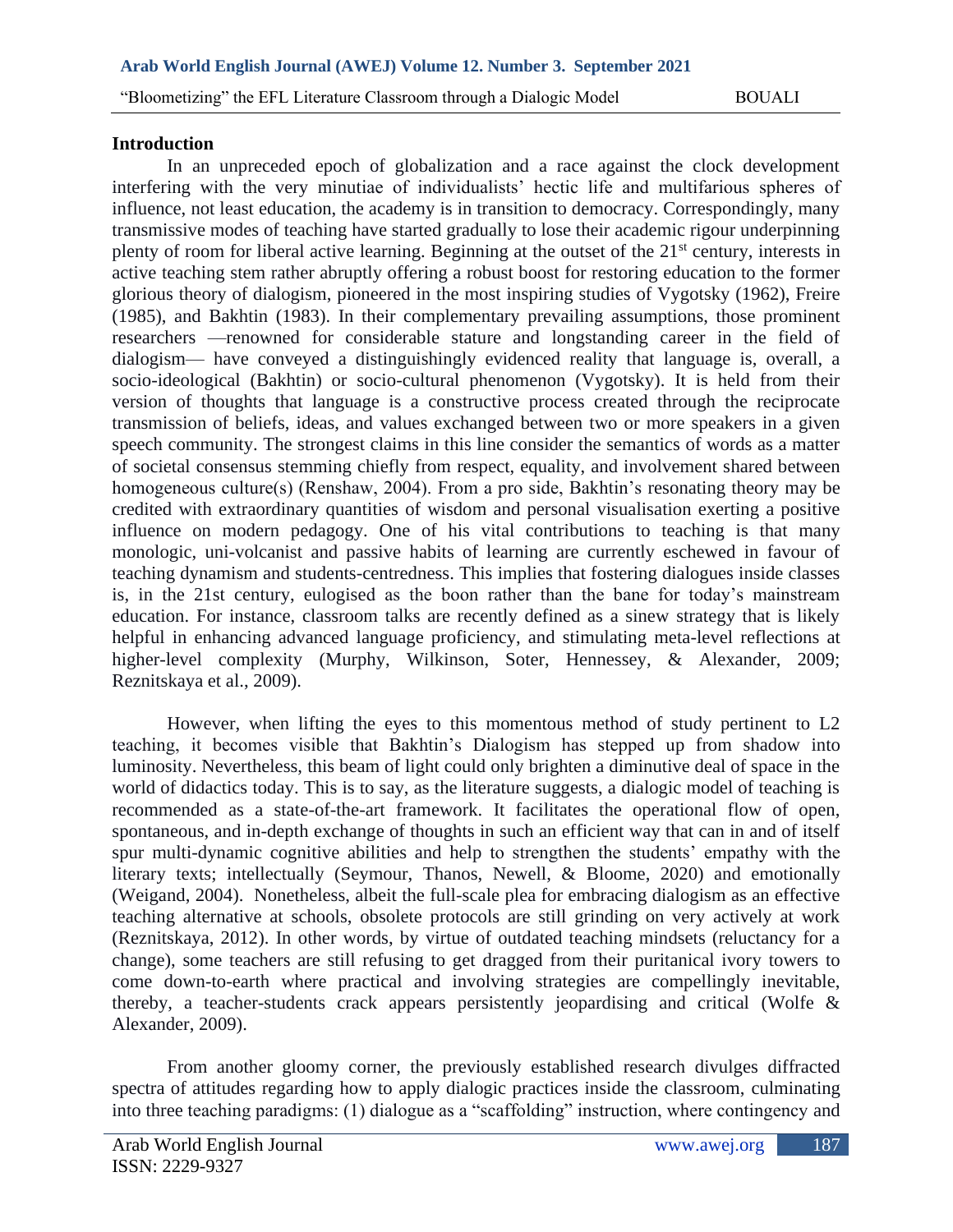## Introduction

In an unpreceded epoch of globalization and a race against the clock development interfering with the very minutiae of individualists' hectic life and multifarious spheres of influence, not least education, the academy is in transition to democracy. Correspondingly, many transmissive modes of teaching have started gradually to lose their academic rigour underpinning plenty of room for liberal active learning. Beginning at the outset of the 21st century, interests in active teaching stem rather abruptly offering a robust boost for restoring education to the former glorious theory of dialogism, pioneered in the most inspiring studies of Vygotsky (1962), Freire (1985), and Bakhtin (1983). In their complementary prevailing assumptions, those prominent researchers —renowned for considerable stature and longstanding career in the field of dialogism— have conveyed a distinguishingly evidenced reality that language is, overall, a socio-ideological (Bakhtin) or socio-cultural phenomenon (Vygotsky). It is held from their version of thoughts that language is a constructive process created through the reciprocate transmission of beliefs, ideas, and values exchanged between two or more speakers in a given speech community. The strongest claims in this line consider the semantics of words as a matter of societal consensus stemming chiefly from respect, equality, and involvement shared between homogeneous culture(s) (Renshaw, 2004). From a pro side, Bakhtin's resonating theory may be credited with extraordinary quantities of wisdom and personal visualisation exerting a positive influence on modern pedagogy. One of his vital contributions to teaching is that many monologic, uni-volcanist and passive habits of learning are currently eschewed in favour of teaching dynamism and students-centredness. This implies that fostering dialogues inside classes is, in the 21st century, eulogised as the boon rather than the bane for today's mainstream education. For instance, classroom talks are recently defined as a sinew strategy that is likely helpful in enhancing advanced language proficiency, and stimulating meta-level reflections at higher-level complexity (Murphy, Wilkinson, Soter, Hennessey, & Alexander, 2009; Reznitskaya et al., 2009).

However, when lifting the eyes to this momentous method of study pertinent to L2 teaching, it becomes visible that Bakhtin's Dialogism has stepped up from shadow into luminosity. Nevertheless, this beam of light could only brighten a diminutive deal of space in the world of didactics today. This is to say, as the literature suggests, a dialogic model of teaching is recommended as a state-of-the-art framework. It facilitates the operational flow of open, spontaneous, and in-depth exchange of thoughts in such an efficient way that can in and of itself spur multi-dynamic cognitive abilities and help to strengthen the students' empathy with the literary texts; intellectually (Seymour, Thanos, Newell, & Bloome, 2020) and emotionally (Weigand, 2004). Nonetheless, albeit the full-scale plea for embracing dialogism as an effective teaching alternative at schools, obsolete protocols are still grinding on very actively at work (Reznitskaya, 2012). In other words, by virtue of outdated teaching mindsets (reluctancy for a change), some teachers are still refusing to get dragged from their puritanical ivory towers to come down-to-earth where practical and involving strategies are compellingly inevitable, thereby, a teacher-students crack appears persistently jeopardising and critical (Wolfe & Alexander, 2009).

From another gloomy corner, the previously established research divulges diffracted spectra of attitudes regarding how to apply dialogic practices inside the classroom, culminating into three teaching paradigms: (1) dialogue as a "scaffolding" instruction, where contingency and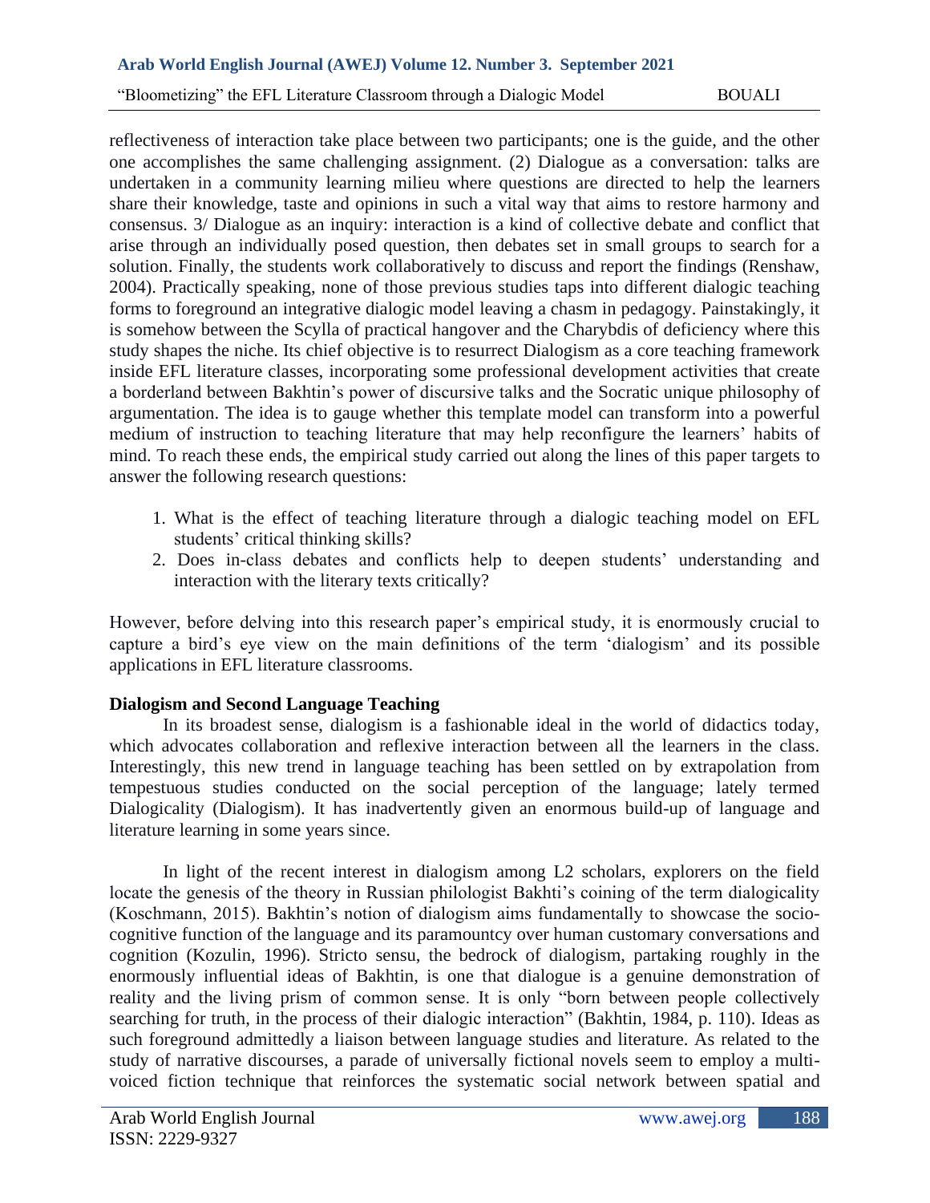reflectiveness of interaction take place between two participants; one is the guide, and the other one accomplishes the same challenging assignment. (2) Dialogue as a conversation: talks are undertaken in a community learning milieu where questions are directed to help the learners share their knowledge, taste and opinions in such a vital way that aims to restore harmony and consensus. 3/ Dialogue as an inquiry: interaction is a kind of collective debate and conflict that arise through an individually posed question, then debates set in small groups to search for a solution. Finally, the students work collaboratively to discuss and report the findings (Renshaw, 2004). Practically speaking, none of those previous studies taps into different dialogic teaching forms to foreground an integrative dialogic model leaving a chasm in pedagogy. Painstakingly, it is somehow between the Scylla of practical hangover and the Charybdis of deficiency where this study shapes the niche. Its chief objective is to resurrect Dialogism as a core teaching framework inside EFL literature classes, incorporating some professional development activities that create a borderland between Bakhtin's power of discursive talks and the Socratic unique philosophy of argumentation. The idea is to gauge whether this template model can transform into a powerful medium of instruction to teaching literature that may help reconfigure the learners' habits of mind. To reach these ends, the empirical study carried out along the lines of this paper targets to answer the following research questions:

1. What is the effect of teaching literature through a dialogic teaching model on EFL students' critical thinking skills?
2. Does in-class debates and conflicts help to deepen students' understanding and interaction with the literary texts critically?

However, before delving into this research paper's empirical study, it is enormously crucial to capture a bird's eye view on the main definitions of the term 'dialogism' and its possible applications in EFL literature classrooms.

## Dialogism and Second Language Teaching

In its broadest sense, dialogism is a fashionable ideal in the world of didactics today, which advocates collaboration and reflexive interaction between all the learners in the class. Interestingly, this new trend in language teaching has been settled on by extrapolation from tempestuous studies conducted on the social perception of the language; lately termed Dialogicality (Dialogism). It has inadvertently given an enormous build-up of language and literature learning in some years since.

In light of the recent interest in dialogism among L2 scholars, explorers on the field locate the genesis of the theory in Russian philologist Bakhti's coining of the term dialogicality (Koschmann, 2015). Bakhtin's notion of dialogism aims fundamentally to showcase the socio-cognitive function of the language and its paramountcy over human customary conversations and cognition (Kozulin, 1996). Stricto sensu, the bedrock of dialogism, partaking roughly in the enormously influential ideas of Bakhtin, is one that dialogue is a genuine demonstration of reality and the living prism of common sense. It is only "born between people collectively searching for truth, in the process of their dialogic interaction" (Bakhtin, 1984, p. 110). Ideas as such foreground admittedly a liaison between language studies and literature. As related to the study of narrative discourses, a parade of universally fictional novels seem to employ a multi-voiced fiction technique that reinforces the systematic social network between spatial and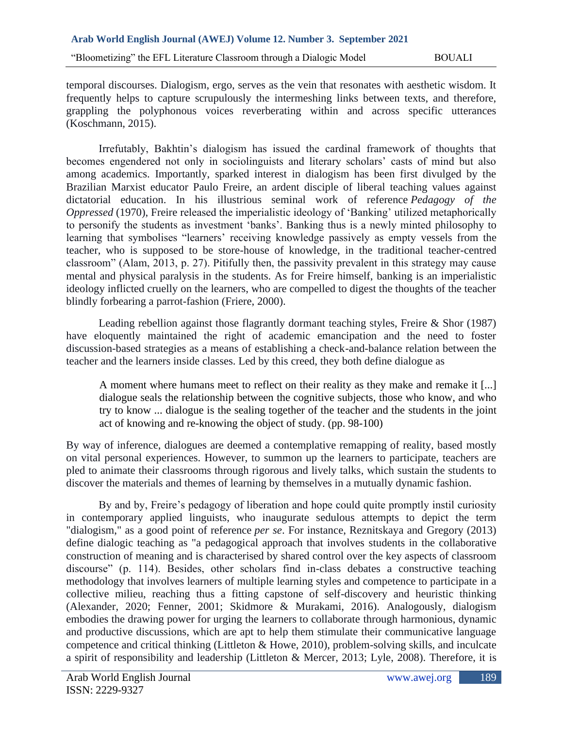temporal discourses. Dialogism, ergo, serves as the vein that resonates with aesthetic wisdom. It frequently helps to capture scrupulously the intermeshing links between texts, and therefore, grappling the polyphonous voices reverberating within and across specific utterances (Koschmann, 2015).

Irrefutably, Bakhtin's dialogism has issued the cardinal framework of thoughts that becomes engendered not only in sociolinguists and literary scholars' casts of mind but also among academics. Importantly, sparked interest in dialogism has been first divulged by the Brazilian Marxist educator Paulo Freire, an ardent disciple of liberal teaching values against dictatorial education. In his illustrious seminal work of reference *Pedagogy of the Oppressed* (1970), Freire released the imperialistic ideology of 'Banking' utilized metaphorically to personify the students as investment 'banks'. Banking thus is a newly minted philosophy to learning that symbolises "learners' receiving knowledge passively as empty vessels from the teacher, who is supposed to be store-house of knowledge, in the traditional teacher-centred classroom" (Alam, 2013, p. 27). Pitifully then, the passivity prevalent in this strategy may cause mental and physical paralysis in the students. As for Freire himself, banking is an imperialistic ideology inflicted cruelly on the learners, who are compelled to digest the thoughts of the teacher blindly forbearing a parrot-fashion (Friere, 2000).

Leading rebellion against those flagrantly dormant teaching styles, Freire & Shor (1987) have eloquently maintained the right of academic emancipation and the need to foster discussion-based strategies as a means of establishing a check-and-balance relation between the teacher and the learners inside classes. Led by this creed, they both define dialogue as

> A moment where humans meet to reflect on their reality as they make and remake it [...] dialogue seals the relationship between the cognitive subjects, those who know, and who try to know ... dialogue is the sealing together of the teacher and the students in the joint act of knowing and re-knowing the object of study. (pp. 98-100)

By way of inference, dialogues are deemed a contemplative remapping of reality, based mostly on vital personal experiences. However, to summon up the learners to participate, teachers are pled to animate their classrooms through rigorous and lively talks, which sustain the students to discover the materials and themes of learning by themselves in a mutually dynamic fashion.

By and by, Freire's pedagogy of liberation and hope could quite promptly instil curiosity in contemporary applied linguists, who inaugurate sedulous attempts to depict the term "dialogism," as a good point of reference *per se*. For instance, Reznitskaya and Gregory (2013) define dialogic teaching as "a pedagogical approach that involves students in the collaborative construction of meaning and is characterised by shared control over the key aspects of classroom discourse" (p. 114). Besides, other scholars find in-class debates a constructive teaching methodology that involves learners of multiple learning styles and competence to participate in a collective milieu, reaching thus a fitting capstone of self-discovery and heuristic thinking (Alexander, 2020; Fenner, 2001; Skidmore & Murakami, 2016). Analogously, dialogism embodies the drawing power for urging the learners to collaborate through harmonious, dynamic and productive discussions, which are apt to help them stimulate their communicative language competence and critical thinking (Littleton & Howe, 2010), problem-solving skills, and inculcate a spirit of responsibility and leadership (Littleton & Mercer, 2013; Lyle, 2008). Therefore, it is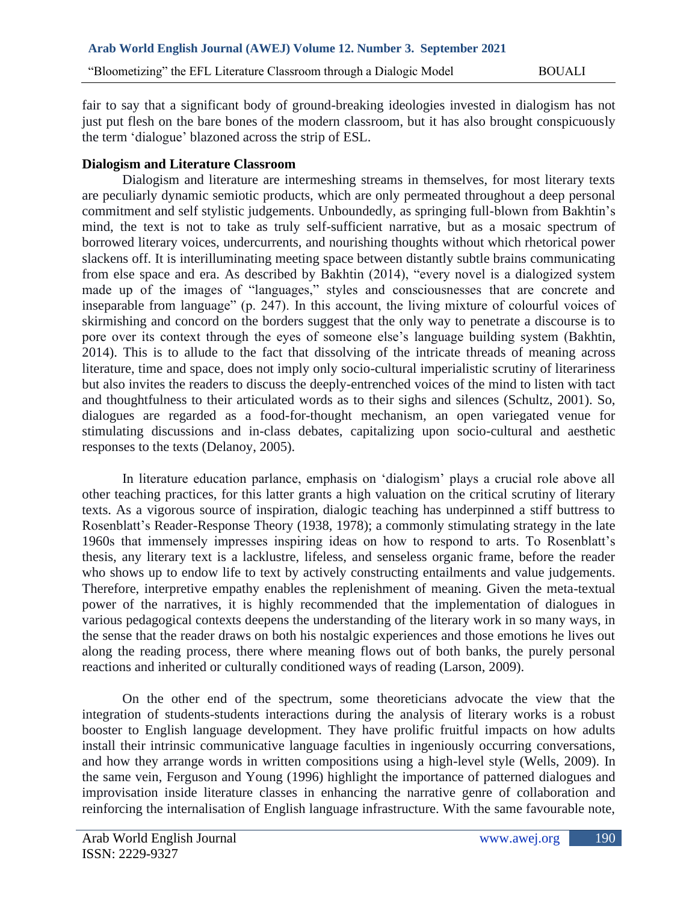fair to say that a significant body of ground-breaking ideologies invested in dialogism has not just put flesh on the bare bones of the modern classroom, but it has also brought conspicuously the term 'dialogue' blazoned across the strip of ESL.

## Dialogism and Literature Classroom

Dialogism and literature are intermeshing streams in themselves, for most literary texts are peculiarly dynamic semiotic products, which are only permeated throughout a deep personal commitment and self stylistic judgements. Unboundedly, as springing full-blown from Bakhtin's mind, the text is not to take as truly self-sufficient narrative, but as a mosaic spectrum of borrowed literary voices, undercurrents, and nourishing thoughts without which rhetorical power slackens off. It is interilluminating meeting space between distantly subtle brains communicating from else space and era. As described by Bakhtin (2014), "every novel is a dialogized system made up of the images of "languages," styles and consciousnesses that are concrete and inseparable from language" (p. 247). In this account, the living mixture of colourful voices of skirmishing and concord on the borders suggest that the only way to penetrate a discourse is to pore over its context through the eyes of someone else's language building system (Bakhtin, 2014). This is to allude to the fact that dissolving of the intricate threads of meaning across literature, time and space, does not imply only socio-cultural imperialistic scrutiny of literariness but also invites the readers to discuss the deeply-entrenched voices of the mind to listen with tact and thoughtfulness to their articulated words as to their sighs and silences (Schultz, 2001). So, dialogues are regarded as a food-for-thought mechanism, an open variegated venue for stimulating discussions and in-class debates, capitalizing upon socio-cultural and aesthetic responses to the texts (Delanoy, 2005).

In literature education parlance, emphasis on 'dialogism' plays a crucial role above all other teaching practices, for this latter grants a high valuation on the critical scrutiny of literary texts. As a vigorous source of inspiration, dialogic teaching has underpinned a stiff buttress to Rosenblatt's Reader-Response Theory (1938, 1978); a commonly stimulating strategy in the late 1960s that immensely impresses inspiring ideas on how to respond to arts. To Rosenblatt's thesis, any literary text is a lacklustre, lifeless, and senseless organic frame, before the reader who shows up to endow life to text by actively constructing entailments and value judgements. Therefore, interpretive empathy enables the replenishment of meaning. Given the meta-textual power of the narratives, it is highly recommended that the implementation of dialogues in various pedagogical contexts deepens the understanding of the literary work in so many ways, in the sense that the reader draws on both his nostalgic experiences and those emotions he lives out along the reading process, there where meaning flows out of both banks, the purely personal reactions and inherited or culturally conditioned ways of reading (Larson, 2009).

On the other end of the spectrum, some theoreticians advocate the view that the integration of students-students interactions during the analysis of literary works is a robust booster to English language development. They have prolific fruitful impacts on how adults install their intrinsic communicative language faculties in ingeniously occurring conversations, and how they arrange words in written compositions using a high-level style (Wells, 2009). In the same vein, Ferguson and Young (1996) highlight the importance of patterned dialogues and improvisation inside literature classes in enhancing the narrative genre of collaboration and reinforcing the internalisation of English language infrastructure. With the same favourable note,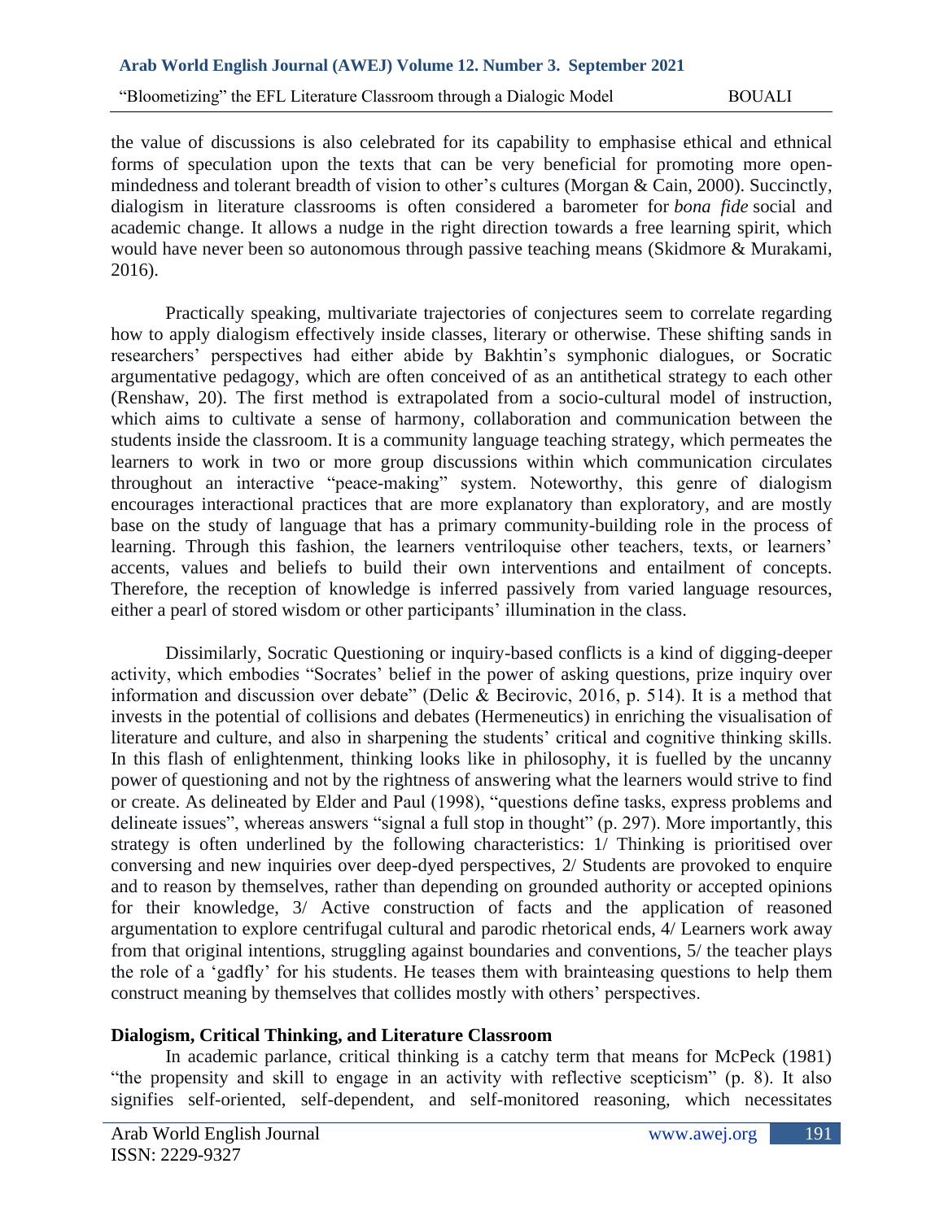the value of discussions is also celebrated for its capability to emphasise ethical and ethnical forms of speculation upon the texts that can be very beneficial for promoting more open-mindedness and tolerant breadth of vision to other's cultures (Morgan & Cain, 2000). Succinctly, dialogism in literature classrooms is often considered a barometer for *bona fide* social and academic change. It allows a nudge in the right direction towards a free learning spirit, which would have never been so autonomous through passive teaching means (Skidmore & Murakami, 2016).

Practically speaking, multivariate trajectories of conjectures seem to correlate regarding how to apply dialogism effectively inside classes, literary or otherwise. These shifting sands in researchers' perspectives had either abide by Bakhtin's symphonic dialogues, or Socratic argumentative pedagogy, which are often conceived of as an antithetical strategy to each other (Renshaw, 20). The first method is extrapolated from a socio-cultural model of instruction, which aims to cultivate a sense of harmony, collaboration and communication between the students inside the classroom. It is a community language teaching strategy, which permeates the learners to work in two or more group discussions within which communication circulates throughout an interactive "peace-making" system. Noteworthy, this genre of dialogism encourages interactional practices that are more explanatory than exploratory, and are mostly base on the study of language that has a primary community-building role in the process of learning. Through this fashion, the learners ventriloquise other teachers, texts, or learners' accents, values and beliefs to build their own interventions and entailment of concepts. Therefore, the reception of knowledge is inferred passively from varied language resources, either a pearl of stored wisdom or other participants' illumination in the class.

Dissimilarly, Socratic Questioning or inquiry-based conflicts is a kind of digging-deeper activity, which embodies "Socrates' belief in the power of asking questions, prize inquiry over information and discussion over debate" (Delic & Becirovic, 2016, p. 514). It is a method that invests in the potential of collisions and debates (Hermeneutics) in enriching the visualisation of literature and culture, and also in sharpening the students' critical and cognitive thinking skills. In this flash of enlightenment, thinking looks like in philosophy, it is fuelled by the uncanny power of questioning and not by the rightness of answering what the learners would strive to find or create. As delineated by Elder and Paul (1998), "questions define tasks, express problems and delineate issues", whereas answers "signal a full stop in thought" (p. 297). More importantly, this strategy is often underlined by the following characteristics: 1/ Thinking is prioritised over conversing and new inquiries over deep-dyed perspectives, 2/ Students are provoked to enquire and to reason by themselves, rather than depending on grounded authority or accepted opinions for their knowledge, 3/ Active construction of facts and the application of reasoned argumentation to explore centrifugal cultural and parodic rhetorical ends, 4/ Learners work away from that original intentions, struggling against boundaries and conventions, 5/ the teacher plays the role of a 'gadfly' for his students. He teases them with brainteasing questions to help them construct meaning by themselves that collides mostly with others' perspectives.

## Dialogism, Critical Thinking, and Literature Classroom

In academic parlance, critical thinking is a catchy term that means for McPeck (1981) "the propensity and skill to engage in an activity with reflective scepticism" (p. 8). It also signifies self-oriented, self-dependent, and self-monitored reasoning, which necessitates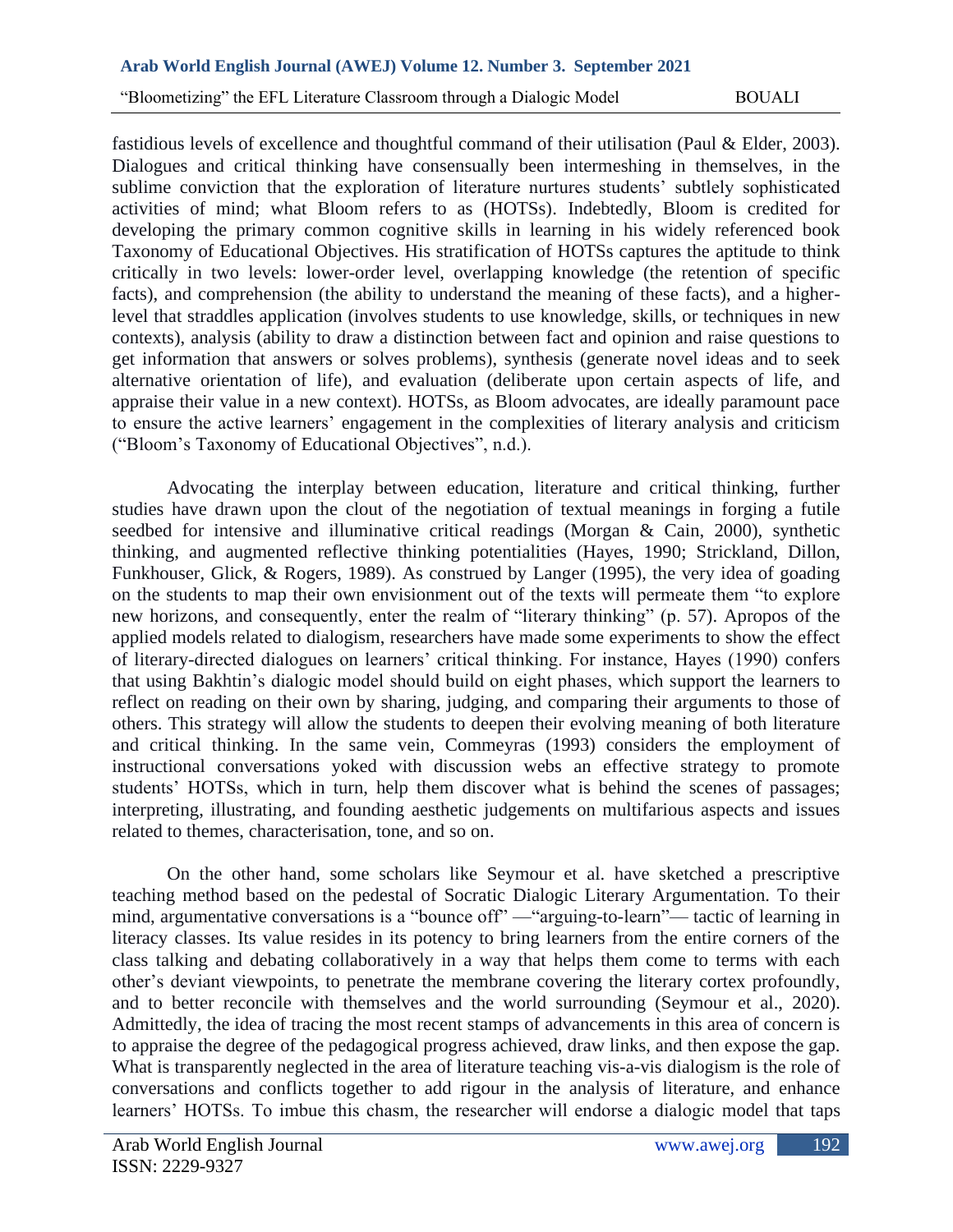fastidious levels of excellence and thoughtful command of their utilisation (Paul & Elder, 2003). Dialogues and critical thinking have consensually been intermeshing in themselves, in the sublime conviction that the exploration of literature nurtures students' subtlely sophisticated activities of mind; what Bloom refers to as (HOTSs). Indebtedly, Bloom is credited for developing the primary common cognitive skills in learning in his widely referenced book Taxonomy of Educational Objectives. His stratification of HOTSs captures the aptitude to think critically in two levels: lower-order level, overlapping knowledge (the retention of specific facts), and comprehension (the ability to understand the meaning of these facts), and a higher-level that straddles application (involves students to use knowledge, skills, or techniques in new contexts), analysis (ability to draw a distinction between fact and opinion and raise questions to get information that answers or solves problems), synthesis (generate novel ideas and to seek alternative orientation of life), and evaluation (deliberate upon certain aspects of life, and appraise their value in a new context). HOTSs, as Bloom advocates, are ideally paramount pace to ensure the active learners' engagement in the complexities of literary analysis and criticism ("Bloom's Taxonomy of Educational Objectives", n.d.).

Advocating the interplay between education, literature and critical thinking, further studies have drawn upon the clout of the negotiation of textual meanings in forging a futile seedbed for intensive and illuminative critical readings (Morgan & Cain, 2000), synthetic thinking, and augmented reflective thinking potentialities (Hayes, 1990; Strickland, Dillon, Funkhouser, Glick, & Rogers, 1989). As construed by Langer (1995), the very idea of goading on the students to map their own envisionment out of the texts will permeate them "to explore new horizons, and consequently, enter the realm of "literary thinking" (p. 57). Apropos of the applied models related to dialogism, researchers have made some experiments to show the effect of literary-directed dialogues on learners' critical thinking. For instance, Hayes (1990) confers that using Bakhtin's dialogic model should build on eight phases, which support the learners to reflect on reading on their own by sharing, judging, and comparing their arguments to those of others. This strategy will allow the students to deepen their evolving meaning of both literature and critical thinking. In the same vein, Commeyras (1993) considers the employment of instructional conversations yoked with discussion webs an effective strategy to promote students' HOTSs, which in turn, help them discover what is behind the scenes of passages; interpreting, illustrating, and founding aesthetic judgements on multifarious aspects and issues related to themes, characterisation, tone, and so on.

On the other hand, some scholars like Seymour et al. have sketched a prescriptive teaching method based on the pedestal of Socratic Dialogic Literary Argumentation. To their mind, argumentative conversations is a "bounce off" —"arguing-to-learn"— tactic of learning in literacy classes. Its value resides in its potency to bring learners from the entire corners of the class talking and debating collaboratively in a way that helps them come to terms with each other's deviant viewpoints, to penetrate the membrane covering the literary cortex profoundly, and to better reconcile with themselves and the world surrounding (Seymour et al., 2020). Admittedly, the idea of tracing the most recent stamps of advancements in this area of concern is to appraise the degree of the pedagogical progress achieved, draw links, and then expose the gap. What is transparently neglected in the area of literature teaching vis-a-vis dialogism is the role of conversations and conflicts together to add rigour in the analysis of literature, and enhance learners' HOTSs. To imbue this chasm, the researcher will endorse a dialogic model that taps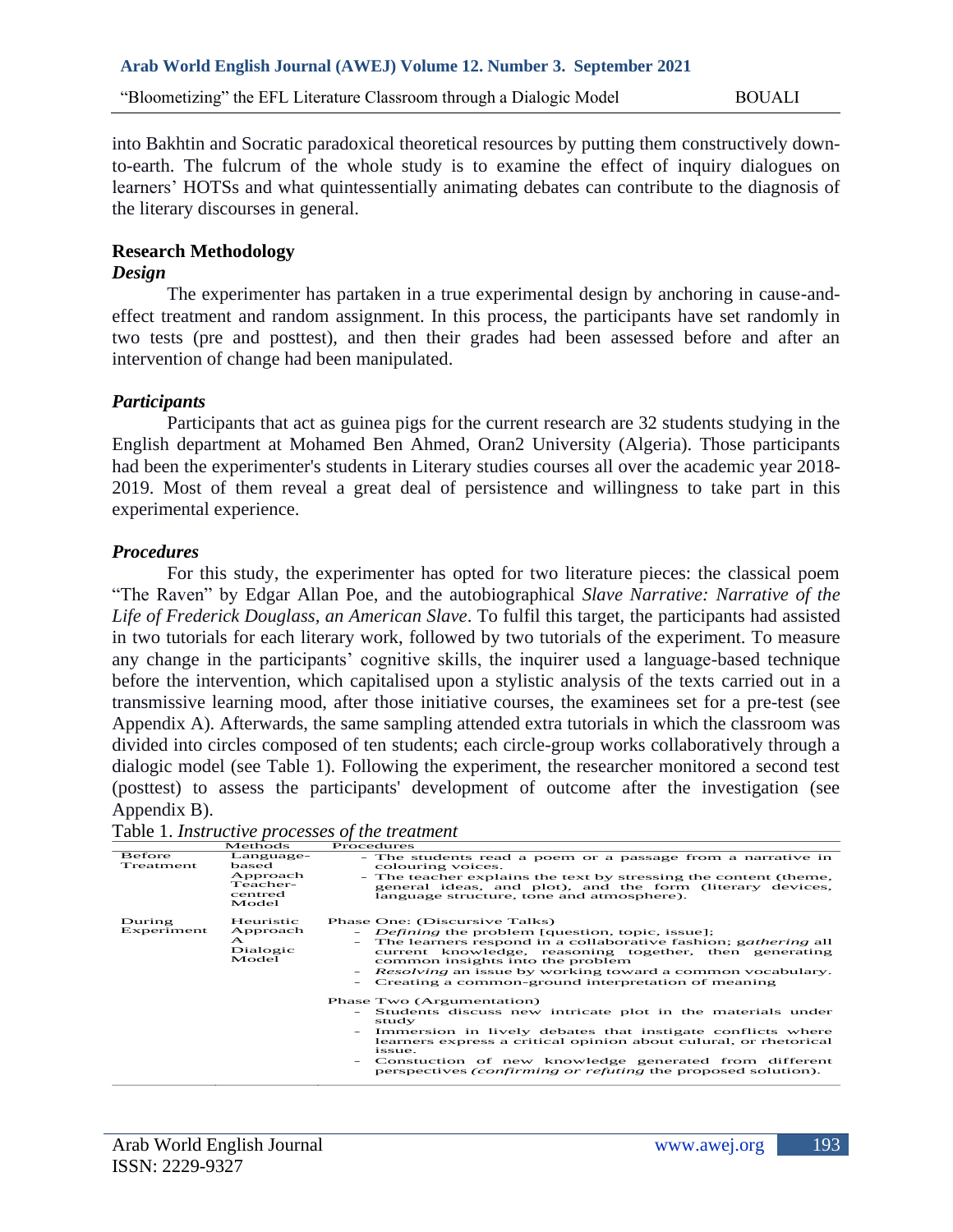into Bakhtin and Socratic paradoxical theoretical resources by putting them constructively down-to-earth. The fulcrum of the whole study is to examine the effect of inquiry dialogues on learners' HOTSs and what quintessentially animating debates can contribute to the diagnosis of the literary discourses in general.

## Research Methodology

### *Design*

The experimenter has partaken in a true experimental design by anchoring in cause-and-effect treatment and random assignment. In this process, the participants have set randomly in two tests (pre and posttest), and then their grades had been assessed before and after an intervention of change had been manipulated.

### *Participants*

Participants that act as guinea pigs for the current research are 32 students studying in the English department at Mohamed Ben Ahmed, Oran2 University (Algeria). Those participants had been the experimenter's students in Literary studies courses all over the academic year 2018-2019. Most of them reveal a great deal of persistence and willingness to take part in this experimental experience.

### *Procedures*

For this study, the experimenter has opted for two literature pieces: the classical poem "The Raven" by Edgar Allan Poe, and the autobiographical *Slave Narrative: Narrative of the Life of Frederick Douglass, an American Slave*. To fulfil this target, the participants had assisted in two tutorials for each literary work, followed by two tutorials of the experiment. To measure any change in the participants' cognitive skills, the inquirer used a language-based technique before the intervention, which capitalised upon a stylistic analysis of the texts carried out in a transmissive learning mood, after those initiative courses, the examinees set for a pre-test (see Appendix A). Afterwards, the same sampling attended extra tutorials in which the classroom was divided into circles composed of ten students; each circle-group works collaboratively through a dialogic model (see Table 1). Following the experiment, the researcher monitored a second test (posttest) to assess the participants' development of outcome after the investigation (see Appendix B).

Table 1. *Instructive processes of the treatment*

| | Methods | Procedures |
|---|---|---|
| Before Treatment | Language-based Approach Teacher-centred Model | - The students read a poem or a passage from a narrative in colouring voices.<br>- The teacher explains the text by stressing the content (theme, general ideas, and plot), and the form (literary devices, language structure, tone and atmosphere). |
| During Experiment | Heuristic Approach A Dialogic Model | Phase One: (Discursive Talks)<br>- *Defining* the problem [question, topic, issue];<br>- The learners respond in a collaborative fashion; g*athering* all current knowledge, reasoning together, then generating common insights into the problem<br>- *Resolving* an issue by working toward a common vocabulary.<br>- Creating a common-ground interpretation of meaning<br><br>Phase Two (Argumentation)<br>- Students discuss new intricate plot in the materials under study<br>- Immersion in lively debates that instigate conflicts where learners express a critical opinion about cultural, or rhetorical issue.<br>- Constuction of new knowledge generated from different perspectives *(confirming or refuting* the proposed solution). |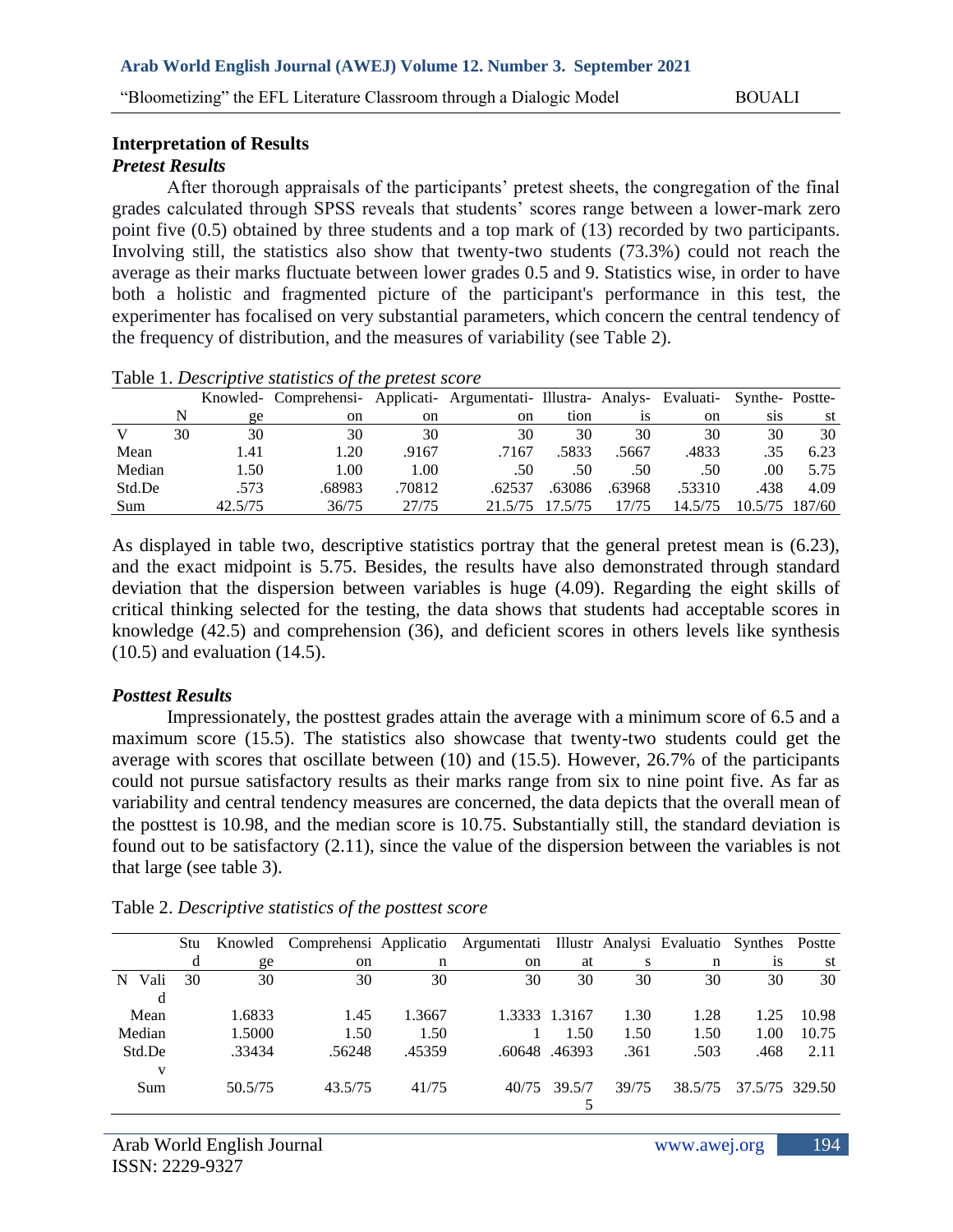## Interpretation of Results

### *Pretest Results*

After thorough appraisals of the participants' pretest sheets, the congregation of the final grades calculated through SPSS reveals that students' scores range between a lower-mark zero point five (0.5) obtained by three students and a top mark of (13) recorded by two participants. Involving still, the statistics also show that twenty-two students (73.3%) could not reach the average as their marks fluctuate between lower grades 0.5 and 9. Statistics wise, in order to have both a holistic and fragmented picture of the participant's performance in this test, the experimenter has focalised on very substantial parameters, which concern the central tendency of the frequency of distribution, and the measures of variability (see Table 2).

Table 1. *Descriptive statistics of the pretest score*

| | N | Knowled-ge | Comprehensi-on | Applicati-on | Argumentati-on | Illustra-tion | Analys-is | Evaluati-on | Synthe-sis | Postte-st |
|---|---|---|---|---|---|---|---|---|---|---|
| V | 30 | 30 | 30 | 30 | 30 | 30 | 30 | 30 | 30 | 30 |
| Mean | | 1.41 | 1.20 | .9167 | .7167 | .5833 | .5667 | .4833 | .35 | 6.23 |
| Median | | 1.50 | 1.00 | 1.00 | .50 | .50 | .50 | .50 | .00 | 5.75 |
| Std.De | | .573 | .68983 | .70812 | .62537 | .63086 | .63968 | .53310 | .438 | 4.09 |
| Sum | | 42.5/75 | 36/75 | 27/75 | 21.5/75 | 17.5/75 | 17/75 | 14.5/75 | 10.5/75 | 187/60 |

As displayed in table two, descriptive statistics portray that the general pretest mean is (6.23), and the exact midpoint is 5.75. Besides, the results have also demonstrated through standard deviation that the dispersion between variables is huge (4.09). Regarding the eight skills of critical thinking selected for the testing, the data shows that students had acceptable scores in knowledge (42.5) and comprehension (36), and deficient scores in others levels like synthesis (10.5) and evaluation (14.5).

### *Posttest Results*

Impressionately, the posttest grades attain the average with a minimum score of 6.5 and a maximum score (15.5). The statistics also showcase that twenty-two students could get the average with scores that oscillate between (10) and (15.5). However, 26.7% of the participants could not pursue satisfactory results as their marks range from six to nine point five. As far as variability and central tendency measures are concerned, the data depicts that the overall mean of the posttest is 10.98, and the median score is 10.75. Substantially still, the standard deviation is found out to be satisfactory (2.11), since the value of the dispersion between the variables is not that large (see table 3).

Table 2. *Descriptive statistics of the posttest score*

| | Stud | Knowledge | Comprehension | Application | Argumentation | Illustrat | Analysis | Evaluation | Synthesis | Posttest |
|---|---|---|---|---|---|---|---|---|---|---|
| N Valid | 30 | 30 | 30 | 30 | 30 | 30 | 30 | 30 | 30 | 30 |
| Mean | | 1.6833 | 1.45 | 1.3667 | 1.3333 | 1.3167 | 1.30 | 1.28 | 1.25 | 10.98 |
| Median | | 1.5000 | 1.50 | 1.50 | 1 | 1.50 | 1.50 | 1.50 | 1.00 | 10.75 |
| Std.Dev | | .33434 | .56248 | .45359 | .60648 | .46393 | .361 | .503 | .468 | 2.11 |
| Sum | | 50.5/75 | 43.5/75 | 41/75 | 40/75 | 39.5/75 | 39/75 | 38.5/75 | 37.5/75 | 329.50 |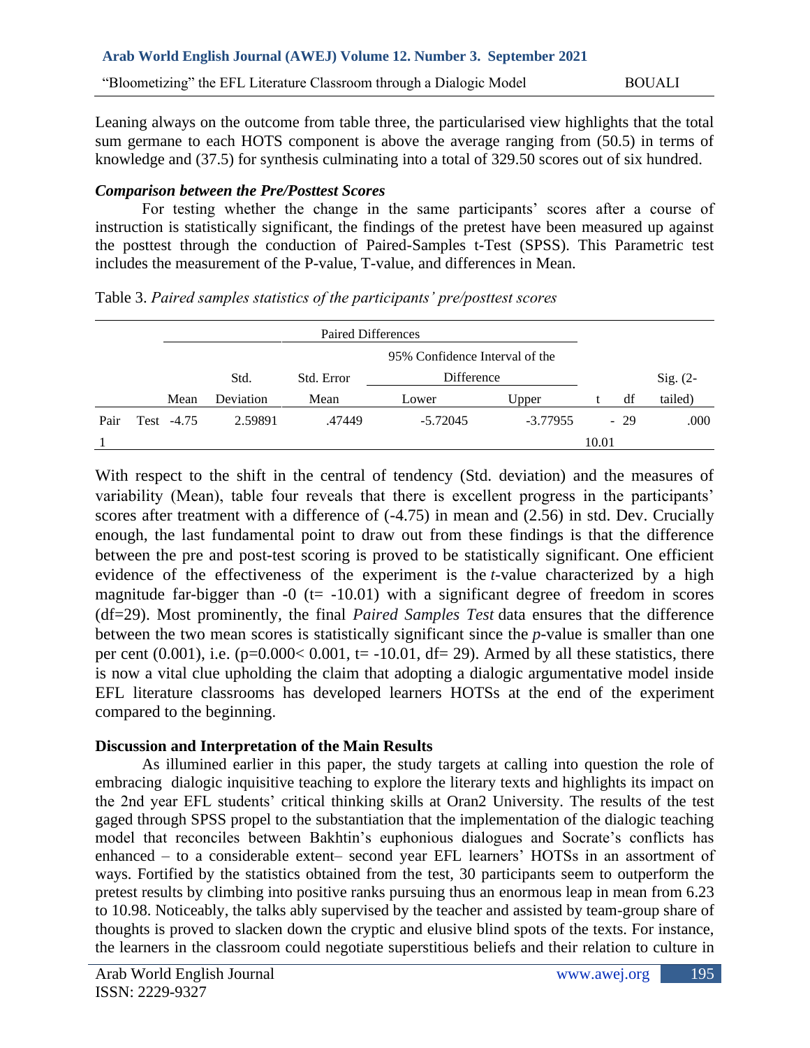Leaning always on the outcome from table three, the particularised view highlights that the total sum germane to each HOTS component is above the average ranging from (50.5) in terms of knowledge and (37.5) for synthesis culminating into a total of 329.50 scores out of six hundred.

***Comparison between the Pre/Posttest Scores***

For testing whether the change in the same participants' scores after a course of instruction is statistically significant, the findings of the pretest have been measured up against the posttest through the conduction of Paired-Samples t-Test (SPSS). This Parametric test includes the measurement of the P-value, T-value, and differences in Mean.

Table 3. *Paired samples statistics of the participants' pre/posttest scores*

| | | Paired Differences | | | | | | | |
|---|---|---|---|---|---|---|---|---|---|
| | | | | | 95% Confidence Interval of the Difference | | | | |
| | | Mean | Std. Deviation | Std. Error Mean | Lower | Upper | t | df | Sig. (2-tailed) |
| Pair 1 | Test | -4.75 | 2.59891 | .47449 | -5.72045 | -3.77955 | -10.01 | 29 | .000 |

With respect to the shift in the central of tendency (Std. deviation) and the measures of variability (Mean), table four reveals that there is excellent progress in the participants' scores after treatment with a difference of (-4.75) in mean and (2.56) in std. Dev. Crucially enough, the last fundamental point to draw out from these findings is that the difference between the pre and post-test scoring is proved to be statistically significant. One efficient evidence of the effectiveness of the experiment is the *t*-value characterized by a high magnitude far-bigger than -0 (t= -10.01) with a significant degree of freedom in scores (df=29). Most prominently, the final *Paired Samples Test* data ensures that the difference between the two mean scores is statistically significant since the *p*-value is smaller than one per cent (0.001), i.e. ($p$=0.000< 0.001, $t$= -10.01, df= 29). Armed by all these statistics, there is now a vital clue upholding the claim that adopting a dialogic argumentative model inside EFL literature classrooms has developed learners HOTSs at the end of the experiment compared to the beginning.

**Discussion and Interpretation of the Main Results**

As illumined earlier in this paper, the study targets at calling into question the role of embracing dialogic inquisitive teaching to explore the literary texts and highlights its impact on the 2nd year EFL students' critical thinking skills at Oran2 University. The results of the test gaged through SPSS propel to the substantiation that the implementation of the dialogic teaching model that reconciles between Bakhtin's euphonious dialogues and Socrate's conflicts has enhanced – to a considerable extent– second year EFL learners' HOTSs in an assortment of ways. Fortified by the statistics obtained from the test, 30 participants seem to outperform the pretest results by climbing into positive ranks pursuing thus an enormous leap in mean from 6.23 to 10.98. Noticeably, the talks ably supervised by the teacher and assisted by team-group share of thoughts is proved to slacken down the cryptic and elusive blind spots of the texts. For instance, the learners in the classroom could negotiate superstitious beliefs and their relation to culture in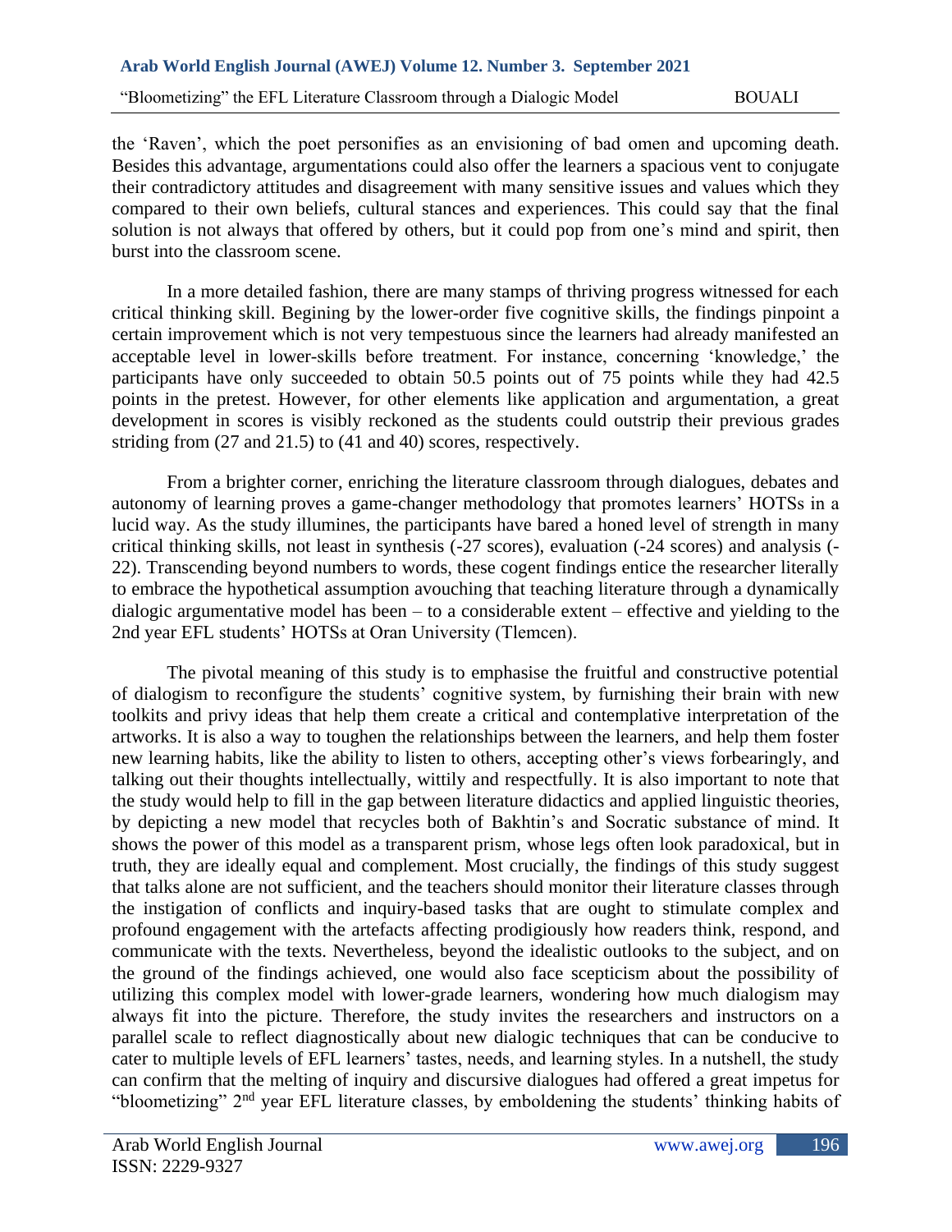the 'Raven', which the poet personifies as an envisioning of bad omen and upcoming death. Besides this advantage, argumentations could also offer the learners a spacious vent to conjugate their contradictory attitudes and disagreement with many sensitive issues and values which they compared to their own beliefs, cultural stances and experiences. This could say that the final solution is not always that offered by others, but it could pop from one's mind and spirit, then burst into the classroom scene.

In a more detailed fashion, there are many stamps of thriving progress witnessed for each critical thinking skill. Begining by the lower-order five cognitive skills, the findings pinpoint a certain improvement which is not very tempestuous since the learners had already manifested an acceptable level in lower-skills before treatment. For instance, concerning 'knowledge,' the participants have only succeeded to obtain 50.5 points out of 75 points while they had 42.5 points in the pretest. However, for other elements like application and argumentation, a great development in scores is visibly reckoned as the students could outstrip their previous grades striding from (27 and 21.5) to (41 and 40) scores, respectively.

From a brighter corner, enriching the literature classroom through dialogues, debates and autonomy of learning proves a game-changer methodology that promotes learners' HOTSs in a lucid way. As the study illumines, the participants have bared a honed level of strength in many critical thinking skills, not least in synthesis (-27 scores), evaluation (-24 scores) and analysis (-22). Transcending beyond numbers to words, these cogent findings entice the researcher literally to embrace the hypothetical assumption avouching that teaching literature through a dynamically dialogic argumentative model has been – to a considerable extent – effective and yielding to the 2nd year EFL students' HOTSs at Oran University (Tlemcen).

The pivotal meaning of this study is to emphasise the fruitful and constructive potential of dialogism to reconfigure the students' cognitive system, by furnishing their brain with new toolkits and privy ideas that help them create a critical and contemplative interpretation of the artworks. It is also a way to toughen the relationships between the learners, and help them foster new learning habits, like the ability to listen to others, accepting other's views forbearingly, and talking out their thoughts intellectually, wittily and respectfully. It is also important to note that the study would help to fill in the gap between literature didactics and applied linguistic theories, by depicting a new model that recycles both of Bakhtin's and Socratic substance of mind. It shows the power of this model as a transparent prism, whose legs often look paradoxical, but in truth, they are ideally equal and complement. Most crucially, the findings of this study suggest that talks alone are not sufficient, and the teachers should monitor their literature classes through the instigation of conflicts and inquiry-based tasks that are ought to stimulate complex and profound engagement with the artefacts affecting prodigiously how readers think, respond, and communicate with the texts. Nevertheless, beyond the idealistic outlooks to the subject, and on the ground of the findings achieved, one would also face scepticism about the possibility of utilizing this complex model with lower-grade learners, wondering how much dialogism may always fit into the picture. Therefore, the study invites the researchers and instructors on a parallel scale to reflect diagnostically about new dialogic techniques that can be conducive to cater to multiple levels of EFL learners' tastes, needs, and learning styles. In a nutshell, the study can confirm that the melting of inquiry and discursive dialogues had offered a great impetus for "bloometizing" 2nd year EFL literature classes, by emboldening the students' thinking habits of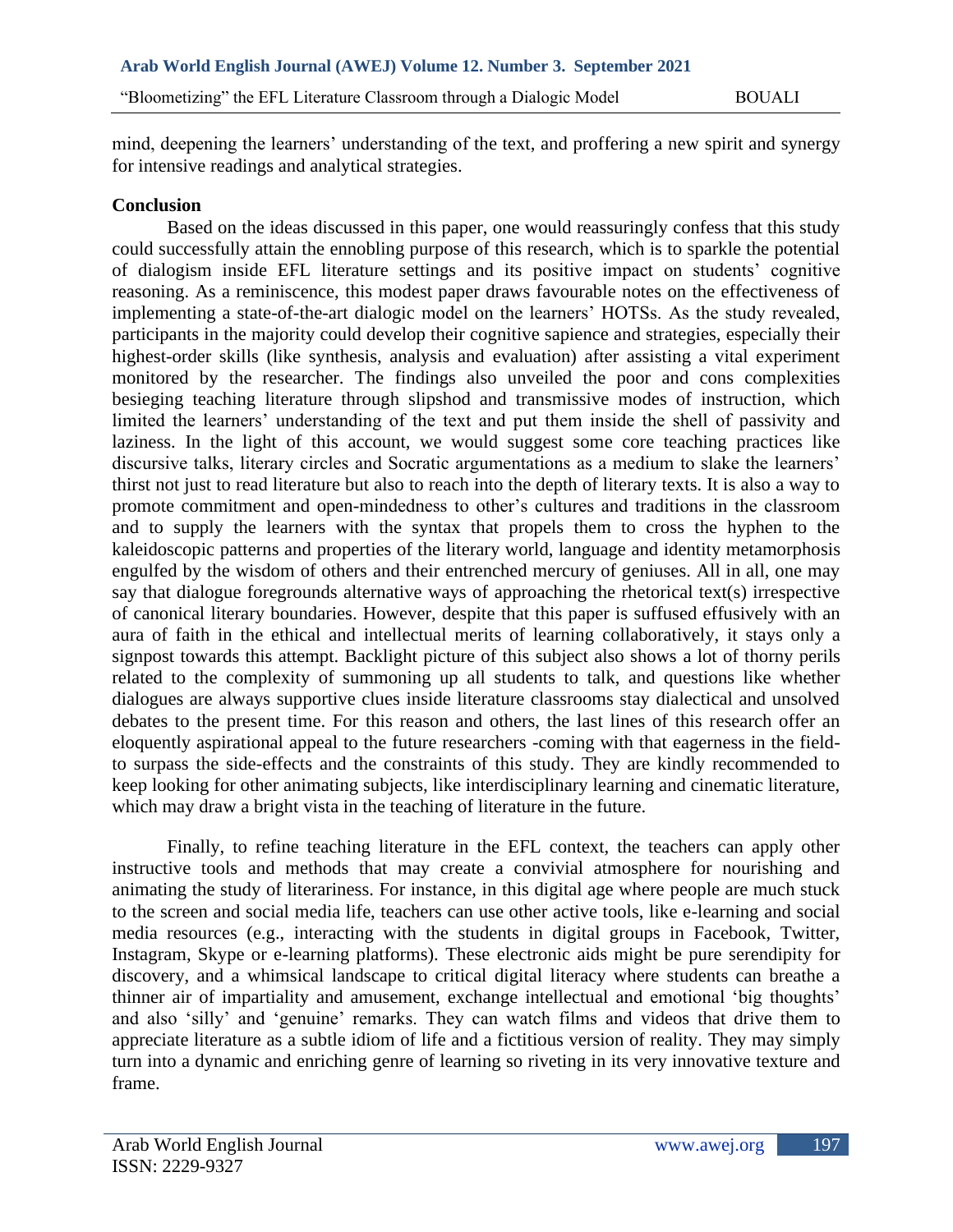mind, deepening the learners' understanding of the text, and proffering a new spirit and synergy for intensive readings and analytical strategies.

## Conclusion

Based on the ideas discussed in this paper, one would reassuringly confess that this study could successfully attain the ennobling purpose of this research, which is to sparkle the potential of dialogism inside EFL literature settings and its positive impact on students' cognitive reasoning. As a reminiscence, this modest paper draws favourable notes on the effectiveness of implementing a state-of-the-art dialogic model on the learners' HOTSs. As the study revealed, participants in the majority could develop their cognitive sapience and strategies, especially their highest-order skills (like synthesis, analysis and evaluation) after assisting a vital experiment monitored by the researcher. The findings also unveiled the poor and cons complexities besieging teaching literature through slipshod and transmissive modes of instruction, which limited the learners' understanding of the text and put them inside the shell of passivity and laziness. In the light of this account, we would suggest some core teaching practices like discursive talks, literary circles and Socratic argumentations as a medium to slake the learners' thirst not just to read literature but also to reach into the depth of literary texts. It is also a way to promote commitment and open-mindedness to other's cultures and traditions in the classroom and to supply the learners with the syntax that propels them to cross the hyphen to the kaleidoscopic patterns and properties of the literary world, language and identity metamorphosis engulfed by the wisdom of others and their entrenched mercury of geniuses. All in all, one may say that dialogue foregrounds alternative ways of approaching the rhetorical text(s) irrespective of canonical literary boundaries. However, despite that this paper is suffused effusively with an aura of faith in the ethical and intellectual merits of learning collaboratively, it stays only a signpost towards this attempt. Backlight picture of this subject also shows a lot of thorny perils related to the complexity of summoning up all students to talk, and questions like whether dialogues are always supportive clues inside literature classrooms stay dialectical and unsolved debates to the present time. For this reason and others, the last lines of this research offer an eloquently aspirational appeal to the future researchers -coming with that eagerness in the field- to surpass the side-effects and the constraints of this study. They are kindly recommended to keep looking for other animating subjects, like interdisciplinary learning and cinematic literature, which may draw a bright vista in the teaching of literature in the future.

Finally, to refine teaching literature in the EFL context, the teachers can apply other instructive tools and methods that may create a convivial atmosphere for nourishing and animating the study of literariness. For instance, in this digital age where people are much stuck to the screen and social media life, teachers can use other active tools, like e-learning and social media resources (e.g., interacting with the students in digital groups in Facebook, Twitter, Instagram, Skype or e-learning platforms). These electronic aids might be pure serendipity for discovery, and a whimsical landscape to critical digital literacy where students can breathe a thinner air of impartiality and amusement, exchange intellectual and emotional 'big thoughts' and also 'silly' and 'genuine' remarks. They can watch films and videos that drive them to appreciate literature as a subtle idiom of life and a fictitious version of reality. They may simply turn into a dynamic and enriching genre of learning so riveting in its very innovative texture and frame.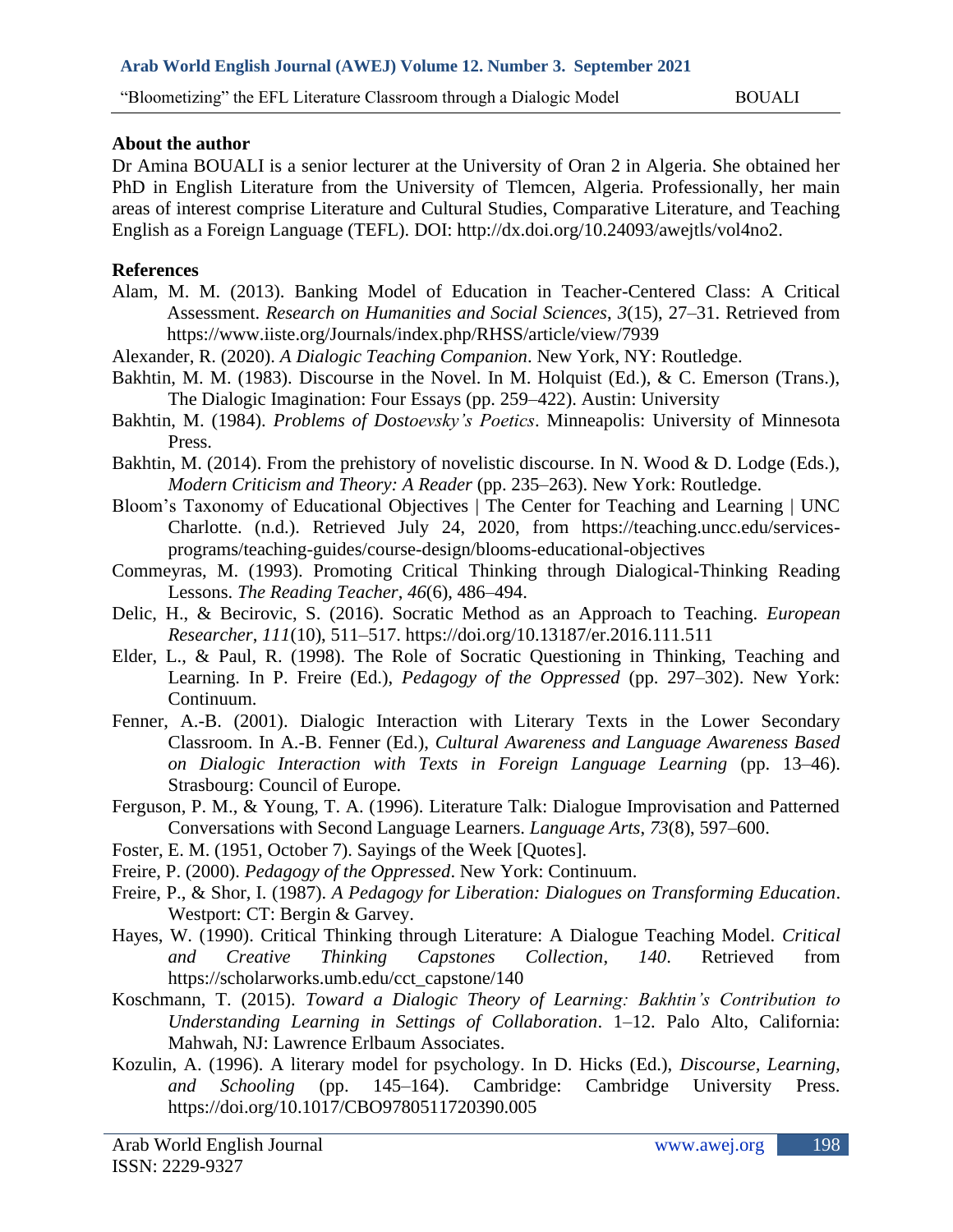## About the author

Dr Amina BOUALI is a senior lecturer at the University of Oran 2 in Algeria. She obtained her PhD in English Literature from the University of Tlemcen, Algeria. Professionally, her main areas of interest comprise Literature and Cultural Studies, Comparative Literature, and Teaching English as a Foreign Language (TEFL). DOI: http://dx.doi.org/10.24093/awejtls/vol4no2.

## References

Alam, M. M. (2013). Banking Model of Education in Teacher-Centered Class: A Critical Assessment. *Research on Humanities and Social Sciences*, *3*(15), 27–31. Retrieved from https://www.iiste.org/Journals/index.php/RHSS/article/view/7939

Alexander, R. (2020). *A Dialogic Teaching Companion*. New York, NY: Routledge.

Bakhtin, M. M. (1983). Discourse in the Novel. In M. Holquist (Ed.), & C. Emerson (Trans.), The Dialogic Imagination: Four Essays (pp. 259–422). Austin: University

Bakhtin, M. (1984). *Problems of Dostoevsky's Poetics*. Minneapolis: University of Minnesota Press.

Bakhtin, M. (2014). From the prehistory of novelistic discourse. In N. Wood & D. Lodge (Eds.), *Modern Criticism and Theory: A Reader* (pp. 235–263). New York: Routledge.

Bloom's Taxonomy of Educational Objectives | The Center for Teaching and Learning | UNC Charlotte. (n.d.). Retrieved July 24, 2020, from https://teaching.uncc.edu/services-programs/teaching-guides/course-design/blooms-educational-objectives

Commeyras, M. (1993). Promoting Critical Thinking through Dialogical-Thinking Reading Lessons. *The Reading Teacher*, *46*(6), 486–494.

Delic, H., & Becirovic, S. (2016). Socratic Method as an Approach to Teaching. *European Researcher*, *111*(10), 511–517. https://doi.org/10.13187/er.2016.111.511

Elder, L., & Paul, R. (1998). The Role of Socratic Questioning in Thinking, Teaching and Learning. In P. Freire (Ed.), *Pedagogy of the Oppressed* (pp. 297–302). New York: Continuum.

Fenner, A.-B. (2001). Dialogic Interaction with Literary Texts in the Lower Secondary Classroom. In A.-B. Fenner (Ed.), *Cultural Awareness and Language Awareness Based on Dialogic Interaction with Texts in Foreign Language Learning* (pp. 13–46). Strasbourg: Council of Europe.

Ferguson, P. M., & Young, T. A. (1996). Literature Talk: Dialogue Improvisation and Patterned Conversations with Second Language Learners. *Language Arts*, *73*(8), 597–600.

Foster, E. M. (1951, October 7). Sayings of the Week [Quotes].

Freire, P. (2000). *Pedagogy of the Oppressed*. New York: Continuum.

Freire, P., & Shor, I. (1987). *A Pedagogy for Liberation: Dialogues on Transforming Education*. Westport: CT: Bergin & Garvey.

Hayes, W. (1990). Critical Thinking through Literature: A Dialogue Teaching Model. *Critical and Creative Thinking Capstones Collection*, *140*. Retrieved from https://scholarworks.umb.edu/cct_capstone/140

Koschmann, T. (2015). *Toward a Dialogic Theory of Learning: Bakhtin's Contribution to Understanding Learning in Settings of Collaboration*. 1–12. Palo Alto, California: Mahwah, NJ: Lawrence Erlbaum Associates.

Kozulin, A. (1996). A literary model for psychology. In D. Hicks (Ed.), *Discourse, Learning, and Schooling* (pp. 145–164). Cambridge: Cambridge University Press. https://doi.org/10.1017/CBO9780511720390.005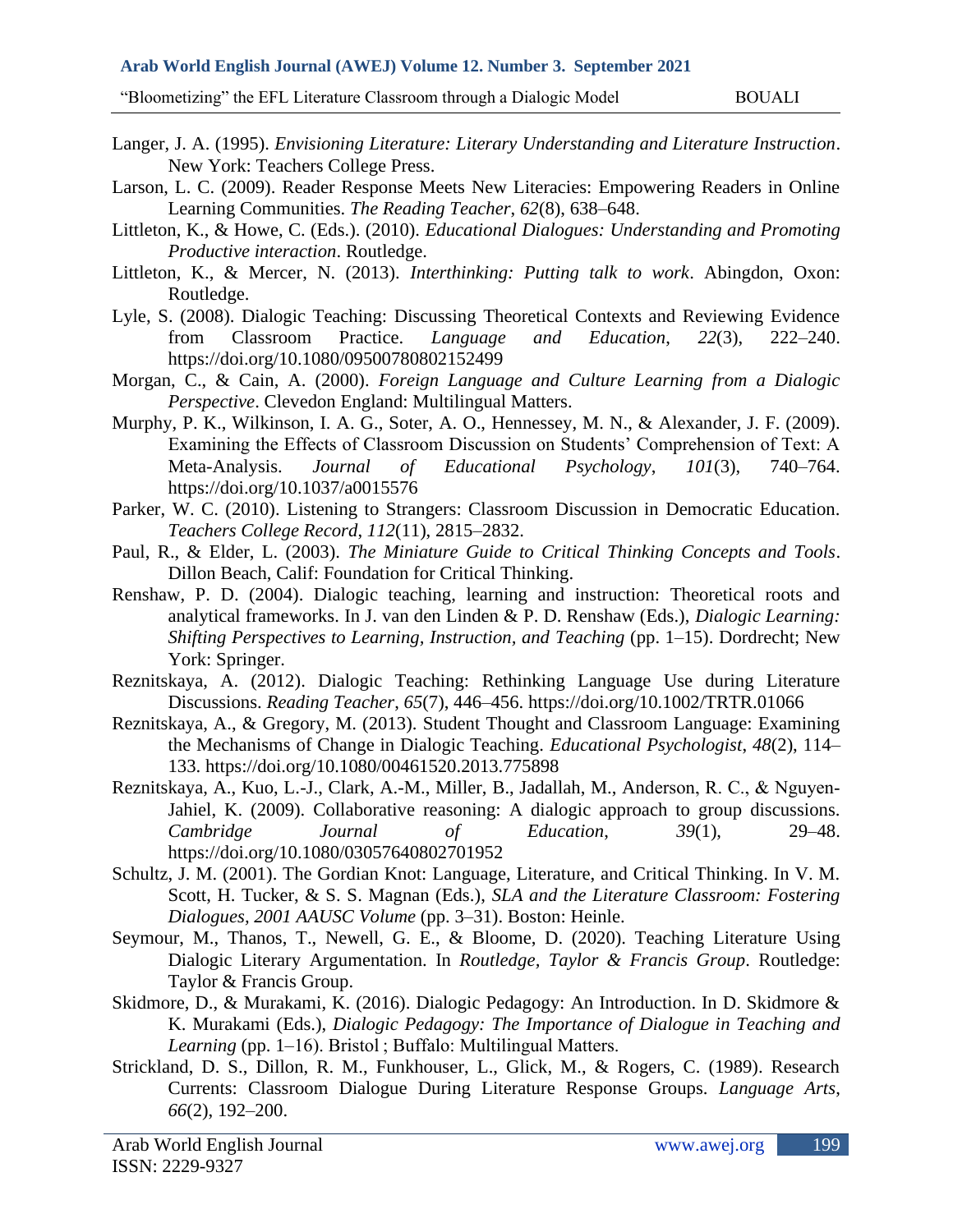Langer, J. A. (1995). *Envisioning Literature: Literary Understanding and Literature Instruction*. New York: Teachers College Press.

Larson, L. C. (2009). Reader Response Meets New Literacies: Empowering Readers in Online Learning Communities. *The Reading Teacher*, *62*(8), 638–648.

Littleton, K., & Howe, C. (Eds.). (2010). *Educational Dialogues: Understanding and Promoting Productive interaction*. Routledge.

Littleton, K., & Mercer, N. (2013). *Interthinking: Putting talk to work*. Abingdon, Oxon: Routledge.

Lyle, S. (2008). Dialogic Teaching: Discussing Theoretical Contexts and Reviewing Evidence from Classroom Practice. *Language and Education*, *22*(3), 222–240. https://doi.org/10.1080/09500780802152499

Morgan, C., & Cain, A. (2000). *Foreign Language and Culture Learning from a Dialogic Perspective*. Clevedon England: Multilingual Matters.

Murphy, P. K., Wilkinson, I. A. G., Soter, A. O., Hennessey, M. N., & Alexander, J. F. (2009). Examining the Effects of Classroom Discussion on Students' Comprehension of Text: A Meta-Analysis. *Journal of Educational Psychology*, *101*(3), 740–764. https://doi.org/10.1037/a0015576

Parker, W. C. (2010). Listening to Strangers: Classroom Discussion in Democratic Education. *Teachers College Record*, *112*(11), 2815–2832.

Paul, R., & Elder, L. (2003). *The Miniature Guide to Critical Thinking Concepts and Tools*. Dillon Beach, Calif: Foundation for Critical Thinking.

Renshaw, P. D. (2004). Dialogic teaching, learning and instruction: Theoretical roots and analytical frameworks. In J. van den Linden & P. D. Renshaw (Eds.), *Dialogic Learning: Shifting Perspectives to Learning, Instruction, and Teaching* (pp. 1–15). Dordrecht; New York: Springer.

Reznitskaya, A. (2012). Dialogic Teaching: Rethinking Language Use during Literature Discussions. *Reading Teacher*, *65*(7), 446–456. https://doi.org/10.1002/TRTR.01066

Reznitskaya, A., & Gregory, M. (2013). Student Thought and Classroom Language: Examining the Mechanisms of Change in Dialogic Teaching. *Educational Psychologist*, *48*(2), 114–133. https://doi.org/10.1080/00461520.2013.775898

Reznitskaya, A., Kuo, L.-J., Clark, A.-M., Miller, B., Jadallah, M., Anderson, R. C., & Nguyen-Jahiel, K. (2009). Collaborative reasoning: A dialogic approach to group discussions. *Cambridge Journal of Education*, *39*(1), 29–48. https://doi.org/10.1080/03057640802701952

Schultz, J. M. (2001). The Gordian Knot: Language, Literature, and Critical Thinking. In V. M. Scott, H. Tucker, & S. S. Magnan (Eds.), *SLA and the Literature Classroom: Fostering Dialogues, 2001 AAUSC Volume* (pp. 3–31). Boston: Heinle.

Seymour, M., Thanos, T., Newell, G. E., & Bloome, D. (2020). Teaching Literature Using Dialogic Literary Argumentation. In *Routledge, Taylor & Francis Group*. Routledge: Taylor & Francis Group.

Skidmore, D., & Murakami, K. (2016). Dialogic Pedagogy: An Introduction. In D. Skidmore & K. Murakami (Eds.), *Dialogic Pedagogy: The Importance of Dialogue in Teaching and Learning* (pp. 1–16). Bristol ; Buffalo: Multilingual Matters.

Strickland, D. S., Dillon, R. M., Funkhouser, L., Glick, M., & Rogers, C. (1989). Research Currents: Classroom Dialogue During Literature Response Groups. *Language Arts*, *66*(2), 192–200.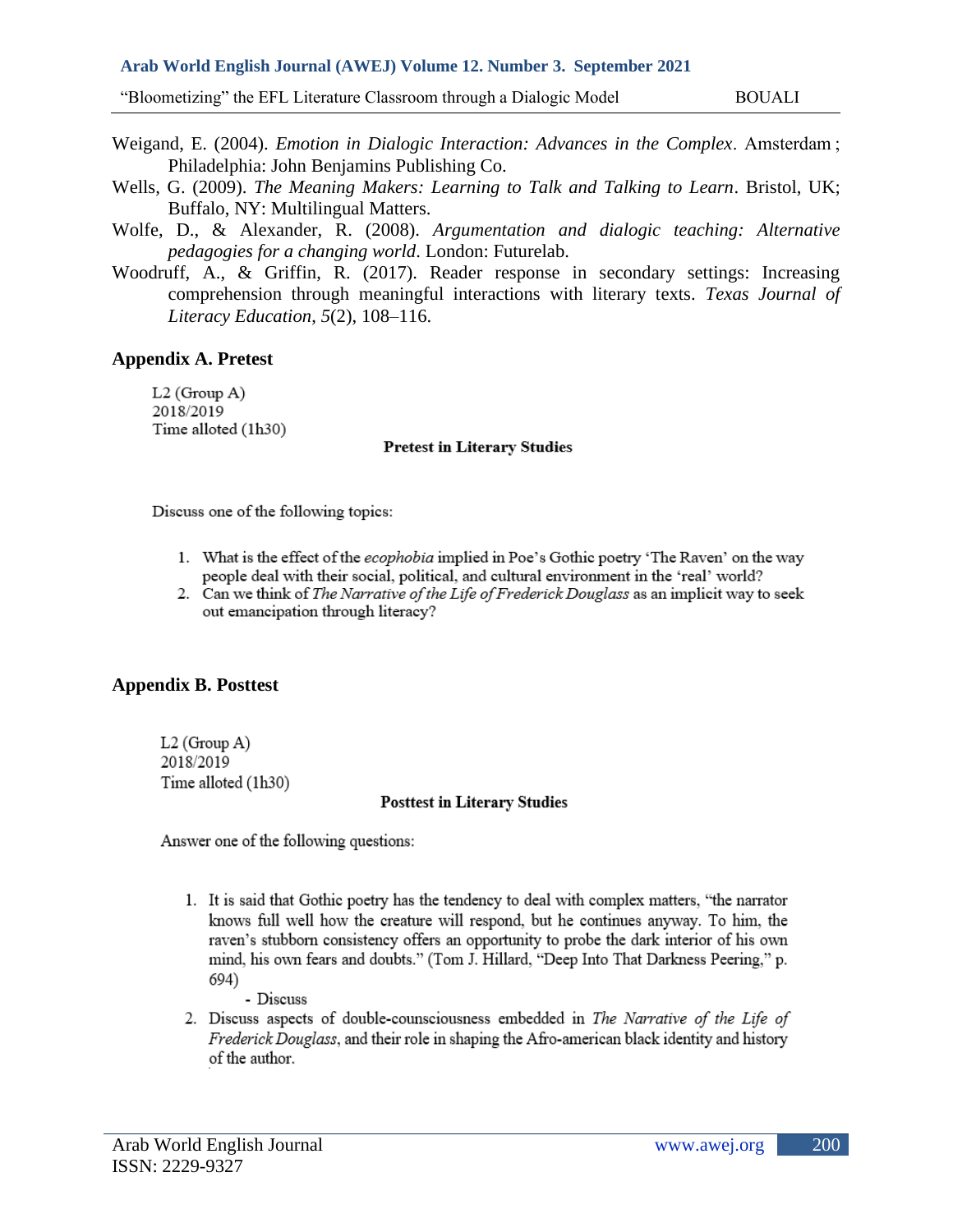Weigand, E. (2004). *Emotion in Dialogic Interaction: Advances in the Complex*. Amsterdam ; Philadelphia: John Benjamins Publishing Co.

Wells, G. (2009). *The Meaning Makers: Learning to Talk and Talking to Learn*. Bristol, UK; Buffalo, NY: Multilingual Matters.

Wolfe, D., & Alexander, R. (2008). *Argumentation and dialogic teaching: Alternative pedagogies for a changing world*. London: Futurelab.

Woodruff, A., & Griffin, R. (2017). Reader response in secondary settings: Increasing comprehension through meaningful interactions with literary texts. *Texas Journal of Literacy Education*, *5*(2), 108–116.

## Appendix A. Pretest

L2 (Group A)
2018/2019
Time alloted (1h30)

**Pretest in Literary Studies**

Discuss one of the following topics:

1. What is the effect of the *ecophobia* implied in Poe's Gothic poetry 'The Raven' on the way people deal with their social, political, and cultural environment in the 'real' world?
2. Can we think of *The Narrative of the Life of Frederick Douglass* as an implicit way to seek out emancipation through literacy?

## Appendix B. Posttest

L2 (Group A)
2018/2019
Time alloted (1h30)

**Posttest in Literary Studies**

Answer one of the following questions:

1. It is said that Gothic poetry has the tendency to deal with complex matters, "the narrator knows full well how the creature will respond, but he continues anyway. To him, the raven's stubborn consistency offers an opportunity to probe the dark interior of his own mind, his own fears and doubts." (Tom J. Hillard, "Deep Into That Darkness Peering," p. 694)
   - Discuss
2. Discuss aspects of double-counsciousness embedded in *The Narrative of the Life of Frederick Douglass*, and their role in shaping the Afro-american black identity and history of the author.